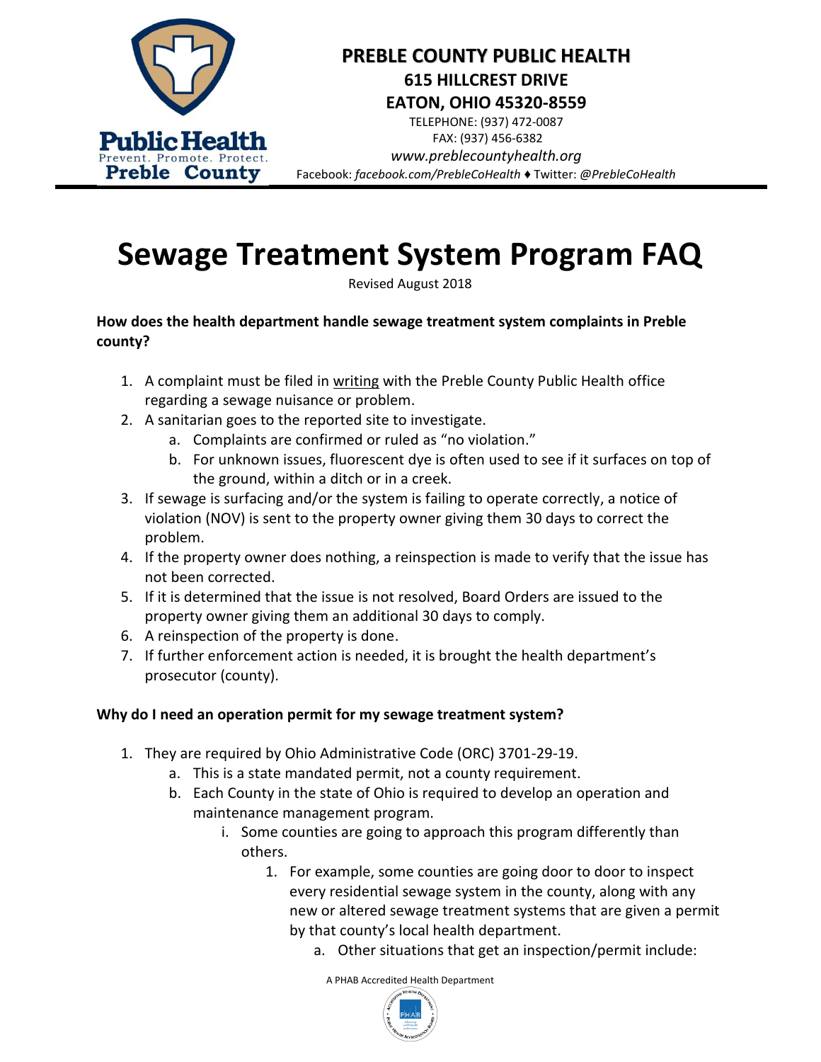**PREBLE COUNTY PUBLIC HEALTH**
**615 HILLCREST DRIVE**
**EATON, OHIO 45320-8559**
TELEPHONE: (937) 472-0087
FAX: (937) 456-6382
*www.preblecountyhealth.org*
Facebook: *facebook.com/PrebleCoHealth* ♦ Twitter: *@PrebleCoHealth*

# Sewage Treatment System Program FAQ

Revised August 2018

**How does the health department handle sewage treatment system complaints in Preble county?**

1. A complaint must be filed in writing with the Preble County Public Health office regarding a sewage nuisance or problem.
2. A sanitarian goes to the reported site to investigate.
    a. Complaints are confirmed or ruled as "no violation."
    b. For unknown issues, fluorescent dye is often used to see if it surfaces on top of the ground, within a ditch or in a creek.
3. If sewage is surfacing and/or the system is failing to operate correctly, a notice of violation (NOV) is sent to the property owner giving them 30 days to correct the problem.
4. If the property owner does nothing, a reinspection is made to verify that the issue has not been corrected.
5. If it is determined that the issue is not resolved, Board Orders are issued to the property owner giving them an additional 30 days to comply.
6. A reinspection of the property is done.
7. If further enforcement action is needed, it is brought the health department's prosecutor (county).

**Why do I need an operation permit for my sewage treatment system?**

1. They are required by Ohio Administrative Code (ORC) 3701-29-19.
    a. This is a state mandated permit, not a county requirement.
    b. Each County in the state of Ohio is required to develop an operation and maintenance management program.
        i. Some counties are going to approach this program differently than others.
            1. For example, some counties are going door to door to inspect every residential sewage system in the county, along with any new or altered sewage treatment systems that are given a permit by that county's local health department.
                a. Other situations that get an inspection/permit include: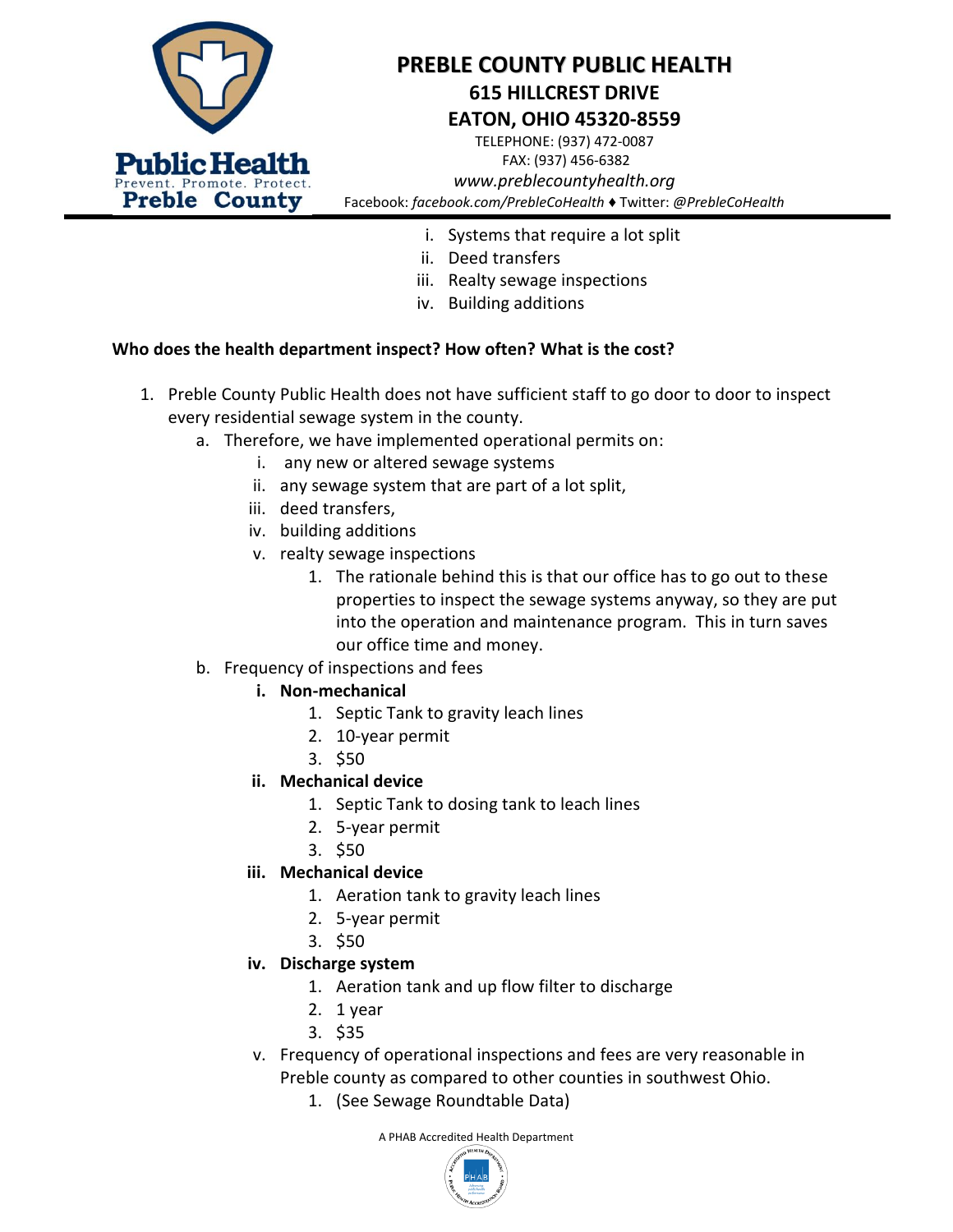i. Systems that require a lot split
ii. Deed transfers
iii. Realty sewage inspections
iv. Building additions

**Who does the health department inspect? How often? What is the cost?**

1. Preble County Public Health does not have sufficient staff to go door to door to inspect every residential sewage system in the county.
   a. Therefore, we have implemented operational permits on:
      i. any new or altered sewage systems
      ii. any sewage system that are part of a lot split,
      iii. deed transfers,
      iv. building additions
      v. realty sewage inspections
         1. The rationale behind this is that our office has to go out to these properties to inspect the sewage systems anyway, so they are put into the operation and maintenance program. This in turn saves our office time and money.
   b. Frequency of inspections and fees
      i. **Non-mechanical**
         1. Septic Tank to gravity leach lines
         2. 10-year permit
         3. $50
      ii. **Mechanical device**
         1. Septic Tank to dosing tank to leach lines
         2. 5-year permit
         3. $50
      iii. **Mechanical device**
         1. Aeration tank to gravity leach lines
         2. 5-year permit
         3. $50
      iv. **Discharge system**
         1. Aeration tank and up flow filter to discharge
         2. 1 year
         3. $35
      v. Frequency of operational inspections and fees are very reasonable in Preble county as compared to other counties in southwest Ohio.
         1. (See Sewage Roundtable Data)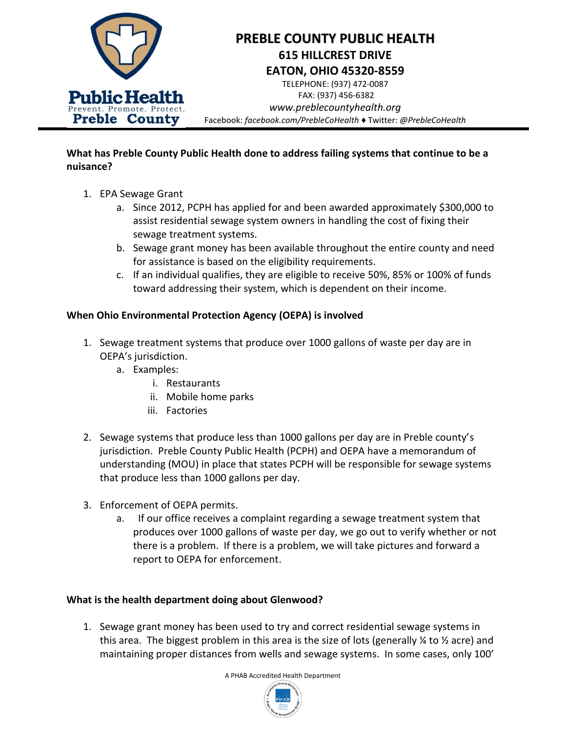**What has Preble County Public Health done to address failing systems that continue to be a nuisance?**

1. EPA Sewage Grant
   a. Since 2012, PCPH has applied for and been awarded approximately $300,000 to assist residential sewage system owners in handling the cost of fixing their sewage treatment systems.
   b. Sewage grant money has been available throughout the entire county and need for assistance is based on the eligibility requirements.
   c. If an individual qualifies, they are eligible to receive 50%, 85% or 100% of funds toward addressing their system, which is dependent on their income.

**When Ohio Environmental Protection Agency (OEPA) is involved**

1. Sewage treatment systems that produce over 1000 gallons of waste per day are in OEPA's jurisdiction.
   a. Examples:
      i. Restaurants
      ii. Mobile home parks
      iii. Factories

2. Sewage systems that produce less than 1000 gallons per day are in Preble county's jurisdiction. Preble County Public Health (PCPH) and OEPA have a memorandum of understanding (MOU) in place that states PCPH will be responsible for sewage systems that produce less than 1000 gallons per day.

3. Enforcement of OEPA permits.
   a. If our office receives a complaint regarding a sewage treatment system that produces over 1000 gallons of waste per day, we go out to verify whether or not there is a problem. If there is a problem, we will take pictures and forward a report to OEPA for enforcement.

**What is the health department doing about Glenwood?**

1. Sewage grant money has been used to try and correct residential sewage systems in this area. The biggest problem in this area is the size of lots (generally ¼ to ½ acre) and maintaining proper distances from wells and sewage systems. In some cases, only 100'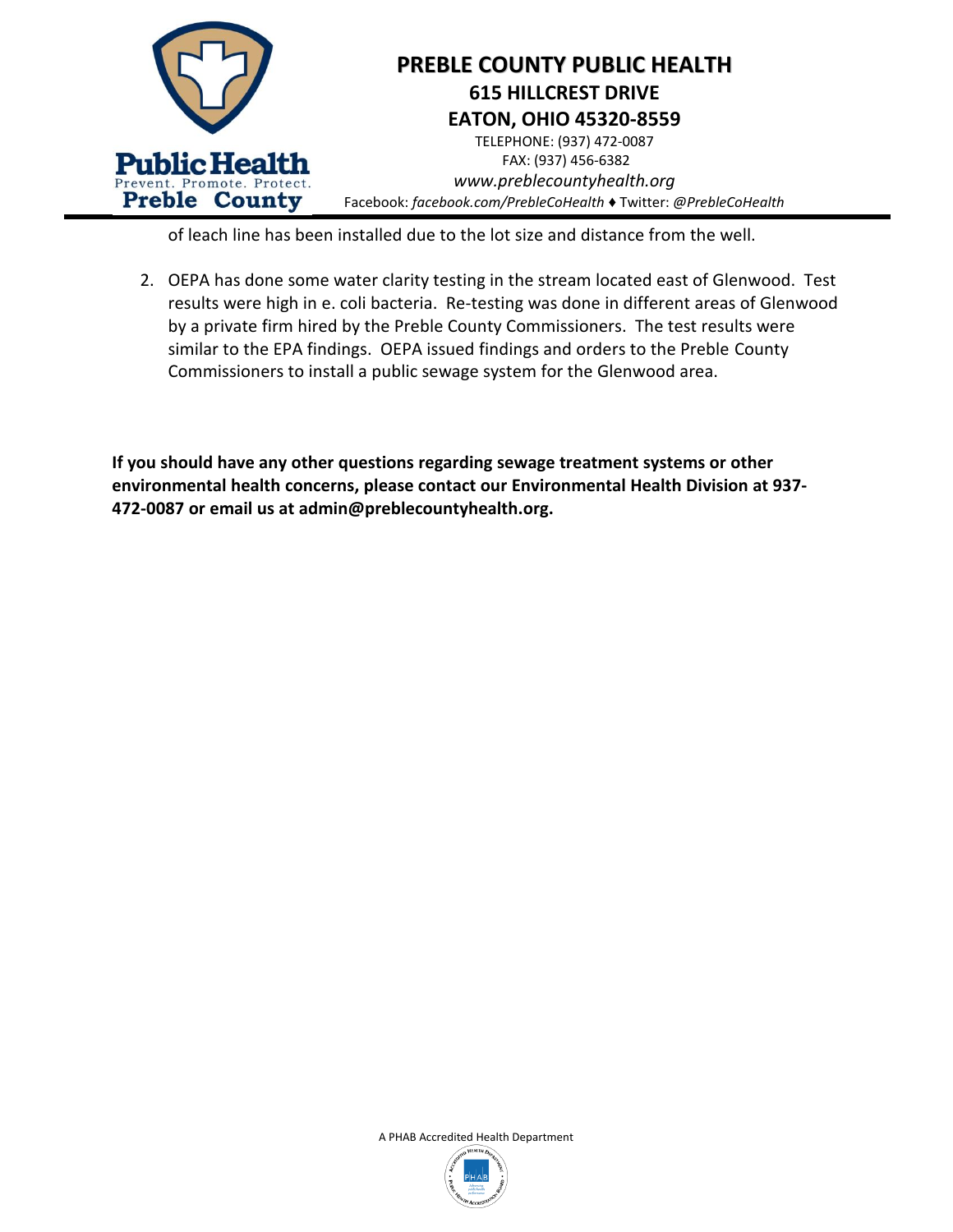of leach line has been installed due to the lot size and distance from the well.

2. OEPA has done some water clarity testing in the stream located east of Glenwood. Test results were high in e. coli bacteria. Re-testing was done in different areas of Glenwood by a private firm hired by the Preble County Commissioners. The test results were similar to the EPA findings. OEPA issued findings and orders to the Preble County Commissioners to install a public sewage system for the Glenwood area.

**If you should have any other questions regarding sewage treatment systems or other environmental health concerns, please contact our Environmental Health Division at 937-472-0087 or email us at admin@preblecountyhealth.org.**